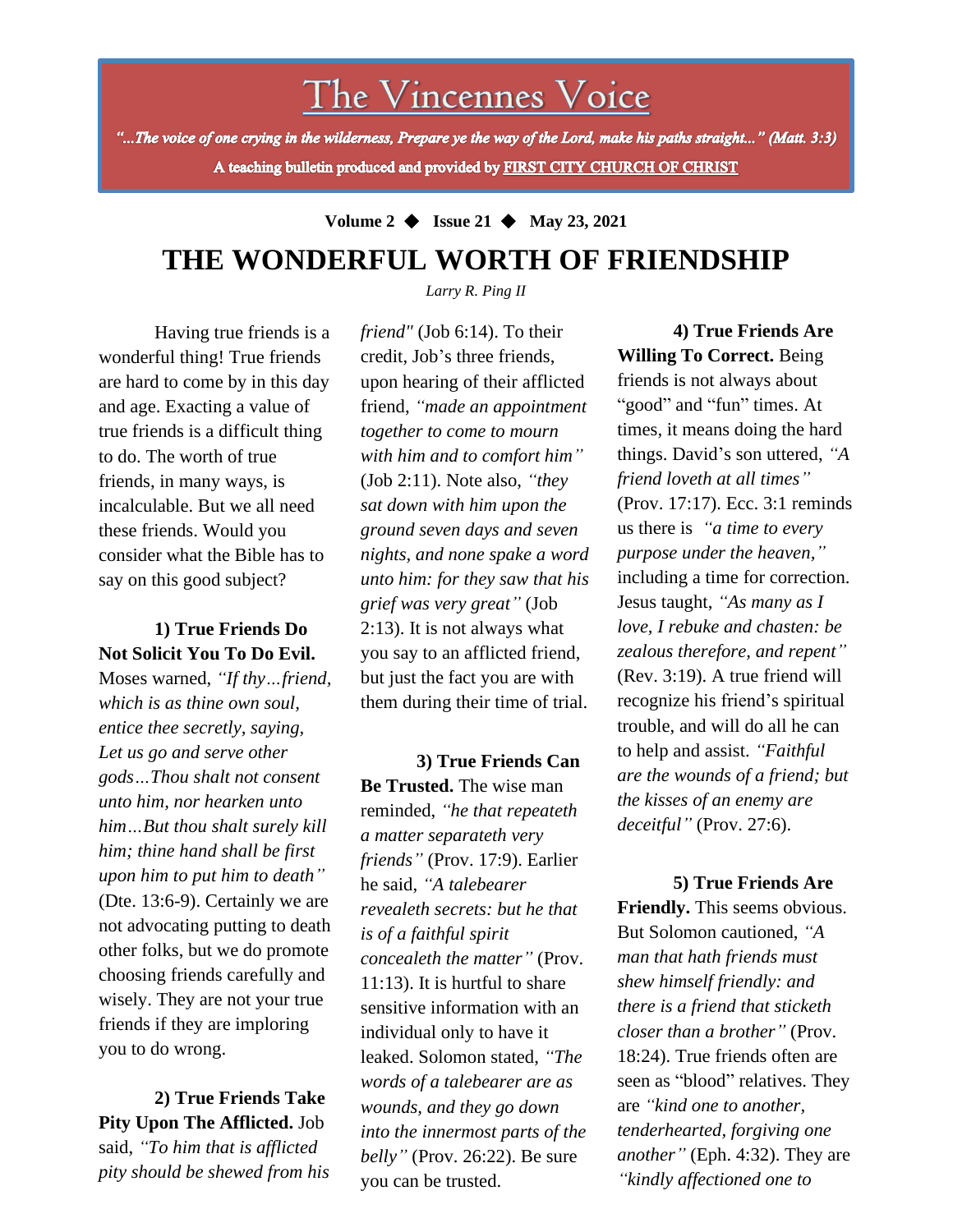# The Vincennes Voice

*"...The voice of one crying in the wilderness, Prepare ye the way of the Lord, make his paths straight..." (Matt. 3:3)*

**A teaching bulletin produced and provided by FIRST CITY CHURCH OF CHRIST**

**Volume 2 ◆ Issue 21 ◆ May 23, 2021**

# THE WONDERFUL WORTH OF FRIENDSHIP

*Larry R. Ping II*

Having true friends is a wonderful thing! True friends are hard to come by in this day and age. Exacting a value of true friends is a difficult thing to do. The worth of true friends, in many ways, is incalculable. But we all need these friends. Would you consider what the Bible has to say on this good subject?

**1) True Friends Do Not Solicit You To Do Evil.** Moses warned, *"If thy…friend, which is as thine own soul, entice thee secretly, saying, Let us go and serve other gods…Thou shalt not consent unto him, nor hearken unto him…But thou shalt surely kill him; thine hand shall be first upon him to put him to death"* (Dte. 13:6-9). Certainly we are not advocating putting to death other folks, but we do promote choosing friends carefully and wisely. They are not your true friends if they are imploring you to do wrong.

**2) True Friends Take Pity Upon The Afflicted.** Job said, *"To him that is afflicted pity should be shewed from his friend"* (Job 6:14). To their credit, Job's three friends, upon hearing of their afflicted friend, *"made an appointment together to come to mourn with him and to comfort him"* (Job 2:11). Note also, *"they sat down with him upon the ground seven days and seven nights, and none spake a word unto him: for they saw that his grief was very great"* (Job 2:13). It is not always what you say to an afflicted friend, but just the fact you are with them during their time of trial.

**3) True Friends Can Be Trusted.** The wise man reminded, *"he that repeateth a matter separateth very friends"* (Prov. 17:9). Earlier he said, *"A talebearer revealeth secrets: but he that is of a faithful spirit concealeth the matter"* (Prov. 11:13). It is hurtful to share sensitive information with an individual only to have it leaked. Solomon stated, *"The words of a talebearer are as wounds, and they go down into the innermost parts of the belly"* (Prov. 26:22). Be sure you can be trusted.

**4) True Friends Are Willing To Correct.** Being friends is not always about "good" and "fun" times. At times, it means doing the hard things. David's son uttered, *"A friend loveth at all times"* (Prov. 17:17). Ecc. 3:1 reminds us there is *"a time to every purpose under the heaven,"* including a time for correction. Jesus taught, *"As many as I love, I rebuke and chasten: be zealous therefore, and repent"* (Rev. 3:19). A true friend will recognize his friend's spiritual trouble, and will do all he can to help and assist. *"Faithful are the wounds of a friend; but the kisses of an enemy are deceitful"* (Prov 27:6).

**5) True Friends Are Friendly.** This seems obvious. But Solomon cautioned, *"A man that hath friends must shew himself friendly: and there is a friend that sticketh closer than a brother"* (Prov. 18:24). True friends often are seen as "blood" relatives. They are *"kind one to another, tenderhearted, forgiving one another"* (Eph. 4:32). They are *"kindly affectioned one to*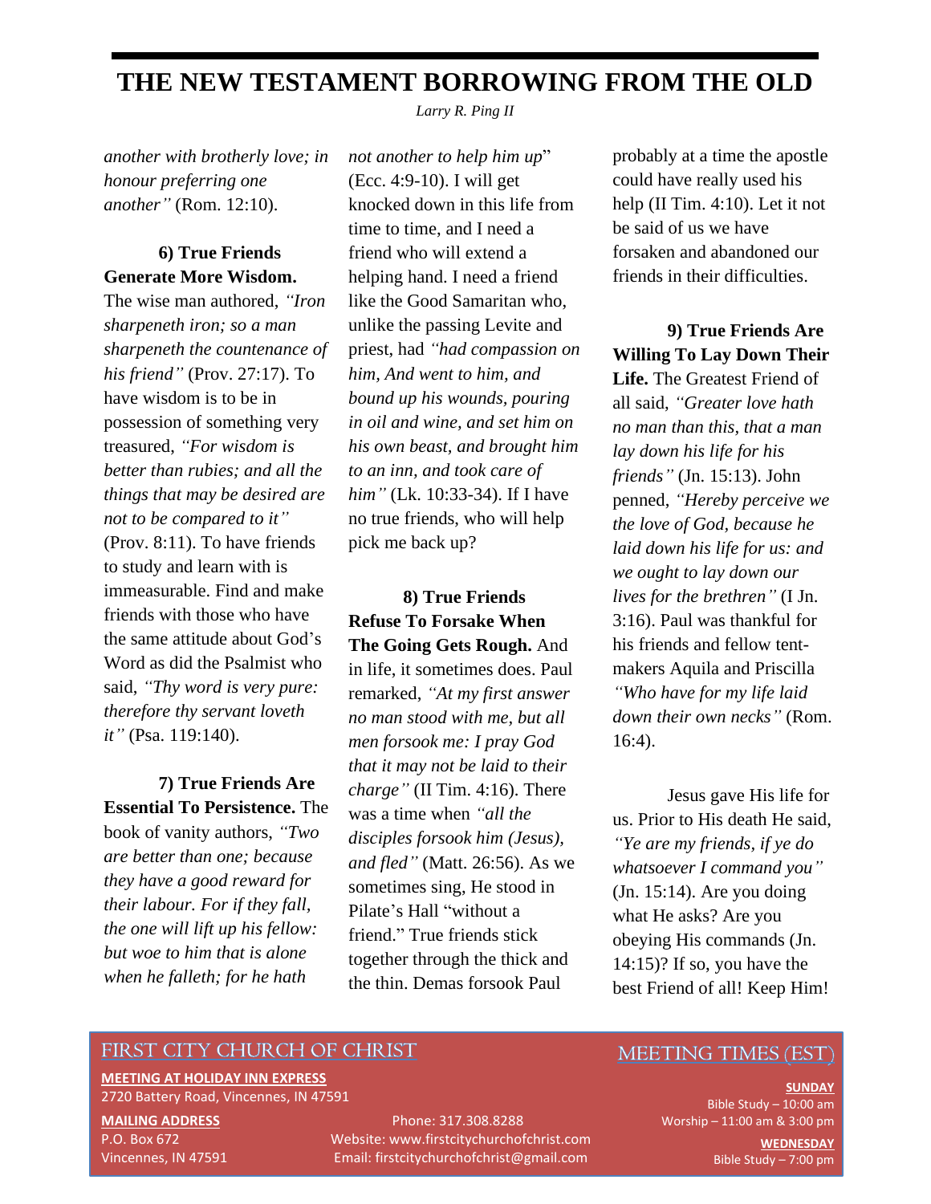# THE NEW TESTAMENT BORROWING FROM THE OLD

*Larry R. Ping II*

*another with brotherly love; in honour preferring one another"* (Rom. 12:10).

**6) True Friends Generate More Wisdom.** The wise man authored, *"Iron sharpeneth iron; so a man sharpeneth the countenance of his friend"* (Prov. 27:17). To have wisdom is to be in possession of something very treasured, *"For wisdom is better than rubies; and all the things that may be desired are not to be compared to it"* (Prov. 8:11). To have friends to study and learn with is immeasurable. Find and make friends with those who have the same attitude about God's Word as did the Psalmist who said, *"Thy word is very pure: therefore thy servant loveth it"* (Psa. 119:140).

**7) True Friends Are Essential To Persistence.** The book of vanity authors, *"Two are better than one; because they have a good reward for their labour. For if they fall, the one will lift up his fellow: but woe to him that is alone when he falleth; for he hath not another to help him up*" (Ecc. 4:9-10). I will get knocked down in this life from time to time, and I need a friend who will extend a helping hand. I need a friend like the Good Samaritan who, unlike the passing Levite and priest, had *"had compassion on him, And went to him, and bound up his wounds, pouring in oil and wine, and set him on his own beast, and brought him to an inn, and took care of him"* (Lk. 10:33-34). If I have no true friends, who will help pick me back up?

**8) True Friends Refuse To Forsake When The Going Gets Rough.** And in life, it sometimes does. Paul remarked, *"At my first answer no man stood with me, but all men forsook me: I pray God that it may not be laid to their charge"* (II Tim. 4:16). There was a time when *"all the disciples forsook him (Jesus), and fled"* (Matt. 26:56). As we sometimes sing, He stood in Pilate's Hall "without a friend." True friends stick together through the thick and the thin. Demas forsook Paul probably at a time the apostle could have really used his help (II Tim. 4:10). Let it not be said of us we have forsaken and abandoned our friends in their difficulties.

**9) True Friends Are Willing To Lay Down Their Life.** The Greatest Friend of all said, *"Greater love hath no man than this, that a man lay down his life for his friends"* (Jn. 15:13). John penned, *"Hereby perceive we the love of God, because he laid down his life for us: and we ought to lay down our lives for the brethren"* (I Jn. 3:16). Paul was thankful for his friends and fellow tent-makers Aquila and Priscilla *"Who have for my life laid down their own necks"* (Rom. 16:4).

Jesus gave His life for us. Prior to His death He said, *"Ye are my friends, if ye do whatsoever I command you"* (Jn. 15:14). Are you doing what He asks? Are you obeying His commands (Jn. 14:15)? If so, you have the best Friend of all! Keep Him!

---

## FIRST CITY CHURCH OF CHRIST

**MEETING AT HOLIDAY INN EXPRESS**
2720 Battery Road, Vincennes, IN 47591

**MAILING ADDRESS**
P.O. Box 672
Vincennes, IN 47591

Phone: 317.308.8288
Website: www.firstcitychurchofchrist.com
Email: firstcitychurchofchrist@gmail.com

## MEETING TIMES (EST)

**SUNDAY**
Bible Study – 10:00 am
Worship – 11:00 am & 3:00 pm

**WEDNESDAY**
Bible Study – 7:00 pm